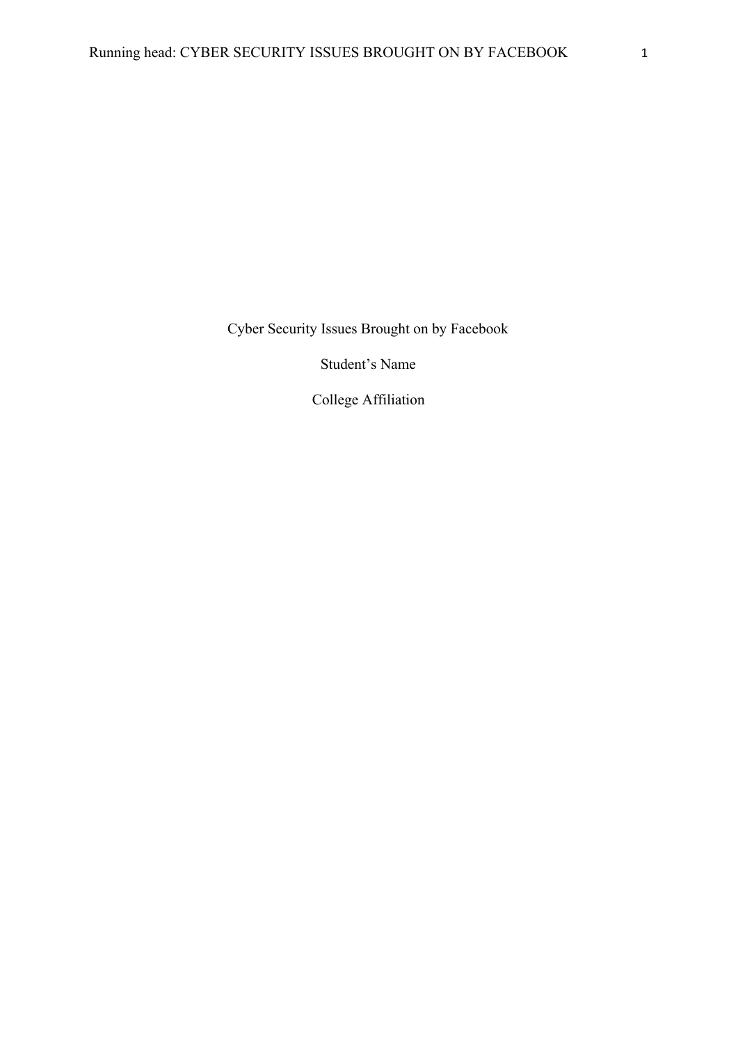# Cyber Security Issues Brought on by Facebook

Student's Name

College Affiliation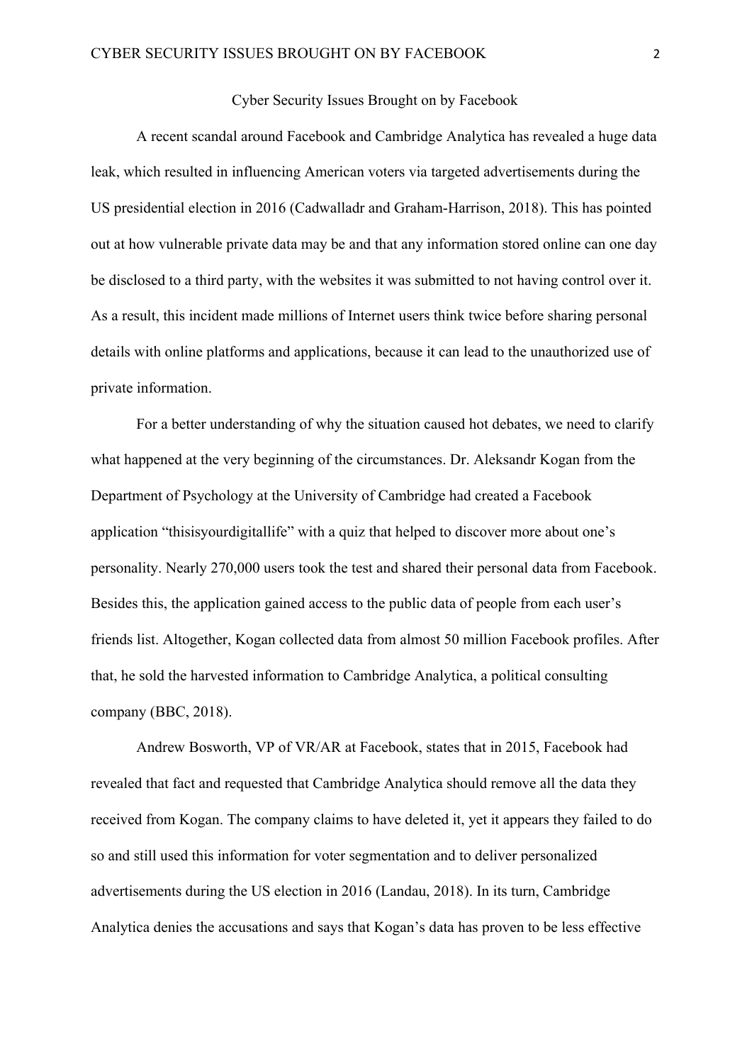# Cyber Security Issues Brought on by Facebook

A recent scandal around Facebook and Cambridge Analytica has revealed a huge data leak, which resulted in influencing American voters via targeted advertisements during the US presidential election in 2016 (Cadwalladr and Graham-Harrison, 2018). This has pointed out at how vulnerable private data may be and that any information stored online can one day be disclosed to a third party, with the websites it was submitted to not having control over it. As a result, this incident made millions of Internet users think twice before sharing personal details with online platforms and applications, because it can lead to the unauthorized use of private information.

For a better understanding of why the situation caused hot debates, we need to clarify what happened at the very beginning of the circumstances. Dr. Aleksandr Kogan from the Department of Psychology at the University of Cambridge had created a Facebook application "thisisyourdigitallife" with a quiz that helped to discover more about one's personality. Nearly 270,000 users took the test and shared their personal data from Facebook. Besides this, the application gained access to the public data of people from each user's friends list. Altogether, Kogan collected data from almost 50 million Facebook profiles. After that, he sold the harvested information to Cambridge Analytica, a political consulting company (BBC, 2018).

Andrew Bosworth, VP of VR/AR at Facebook, states that in 2015, Facebook had revealed that fact and requested that Cambridge Analytica should remove all the data they received from Kogan. The company claims to have deleted it, yet it appears they failed to do so and still used this information for voter segmentation and to deliver personalized advertisements during the US election in 2016 (Landau, 2018). In its turn, Cambridge Analytica denies the accusations and says that Kogan's data has proven to be less effective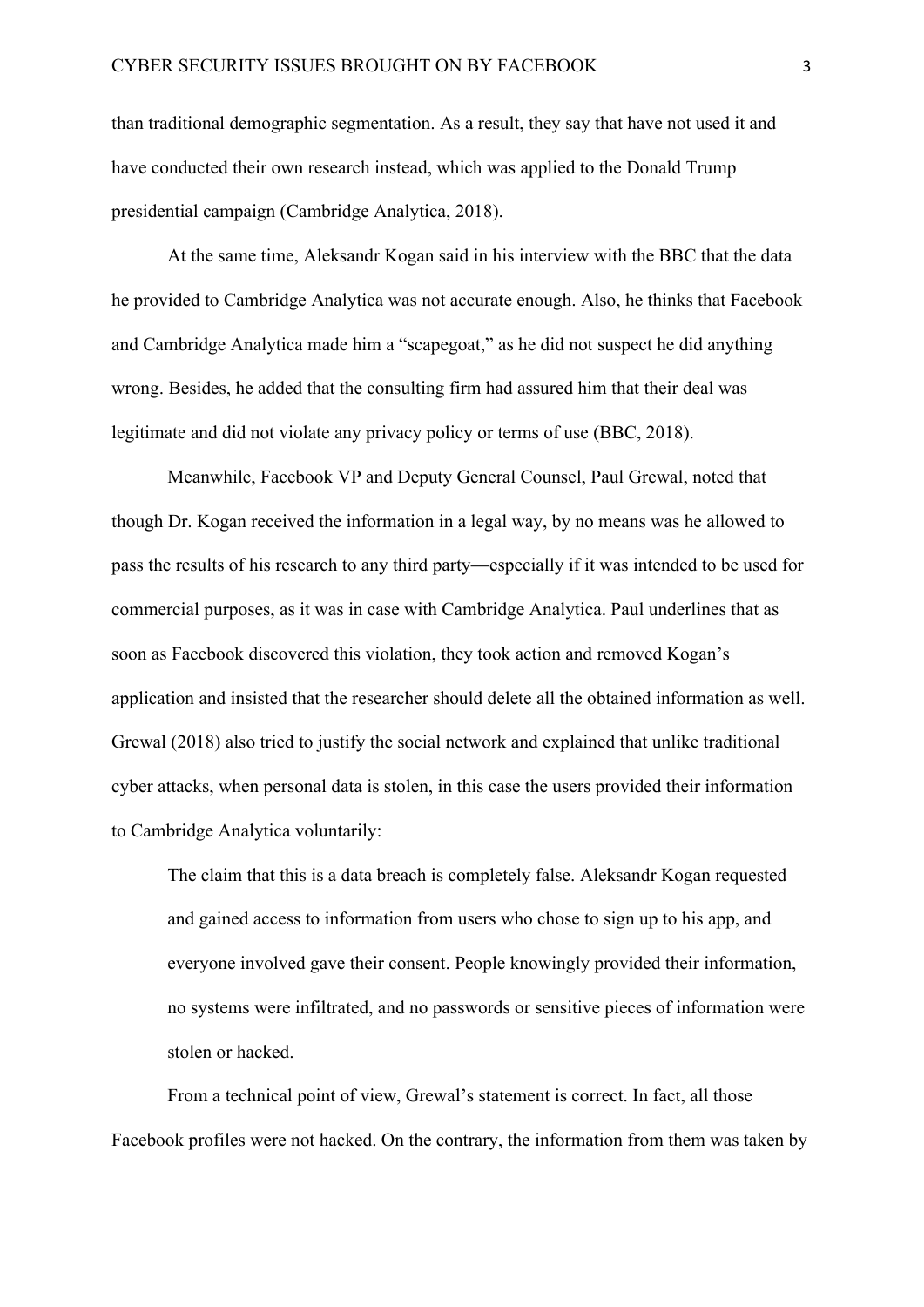than traditional demographic segmentation. As a result, they say that have not used it and have conducted their own research instead, which was applied to the Donald Trump presidential campaign (Cambridge Analytica, 2018).

At the same time, Aleksandr Kogan said in his interview with the BBC that the data he provided to Cambridge Analytica was not accurate enough. Also, he thinks that Facebook and Cambridge Analytica made him a "scapegoat," as he did not suspect he did anything wrong. Besides, he added that the consulting firm had assured him that their deal was legitimate and did not violate any privacy policy or terms of use (BBC, 2018).

Meanwhile, Facebook VP and Deputy General Counsel, Paul Grewal, noted that though Dr. Kogan received the information in a legal way, by no means was he allowed to pass the results of his research to any third party—especially if it was intended to be used for commercial purposes, as it was in case with Cambridge Analytica. Paul underlines that as soon as Facebook discovered this violation, they took action and removed Kogan's application and insisted that the researcher should delete all the obtained information as well. Grewal (2018) also tried to justify the social network and explained that unlike traditional cyber attacks, when personal data is stolen, in this case the users provided their information to Cambridge Analytica voluntarily:

> The claim that this is a data breach is completely false. Aleksandr Kogan requested and gained access to information from users who chose to sign up to his app, and everyone involved gave their consent. People knowingly provided their information, no systems were infiltrated, and no passwords or sensitive pieces of information were stolen or hacked.

From a technical point of view, Grewal's statement is correct. In fact, all those Facebook profiles were not hacked. On the contrary, the information from them was taken by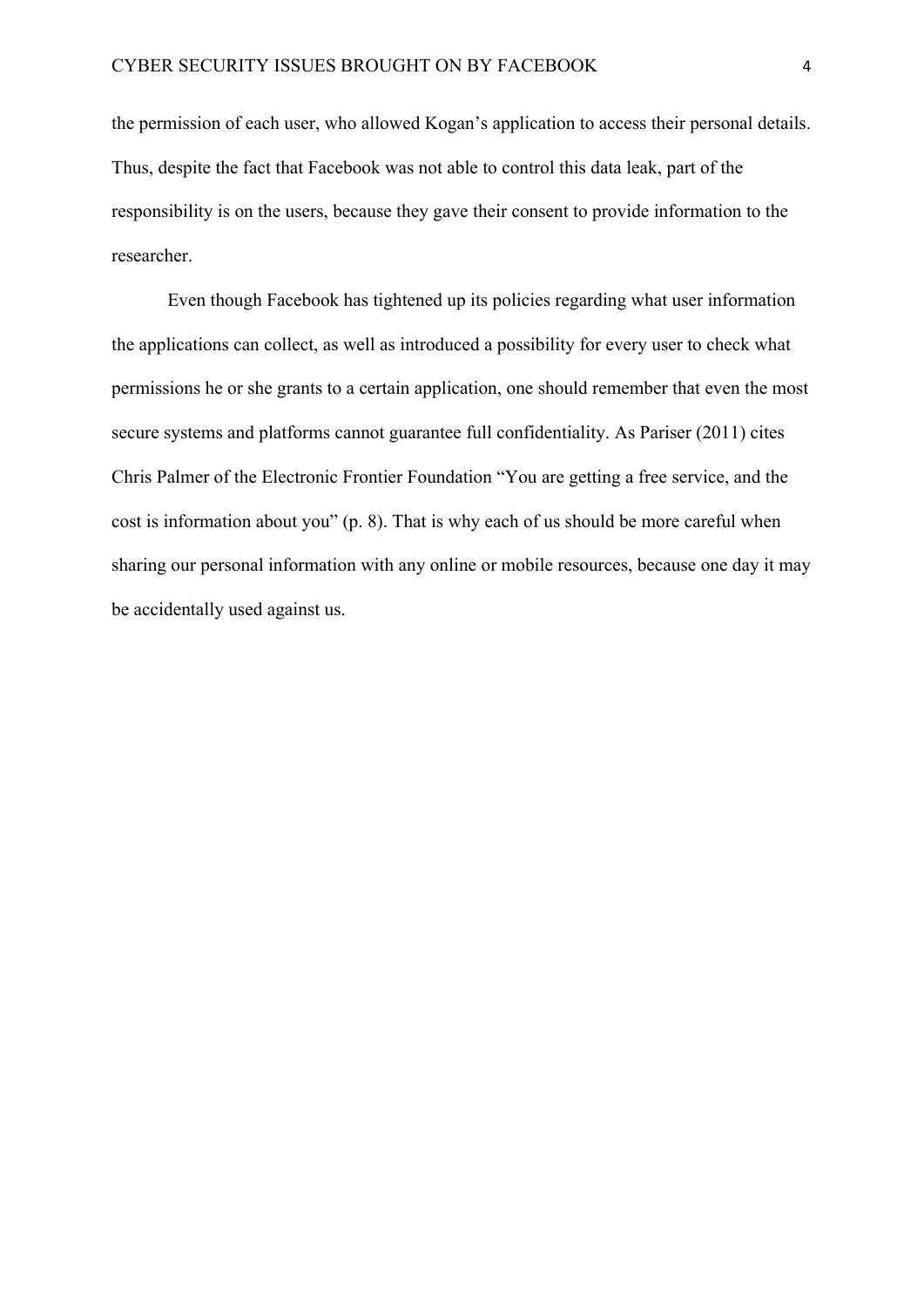the permission of each user, who allowed Kogan's application to access their personal details. Thus, despite the fact that Facebook was not able to control this data leak, part of the responsibility is on the users, because they gave their consent to provide information to the researcher.

Even though Facebook has tightened up its policies regarding what user information the applications can collect, as well as introduced a possibility for every user to check what permissions he or she grants to a certain application, one should remember that even the most secure systems and platforms cannot guarantee full confidentiality. As Pariser (2011) cites Chris Palmer of the Electronic Frontier Foundation "You are getting a free service, and the cost is information about you" (p. 8). That is why each of us should be more careful when sharing our personal information with any online or mobile resources, because one day it may be accidentally used against us.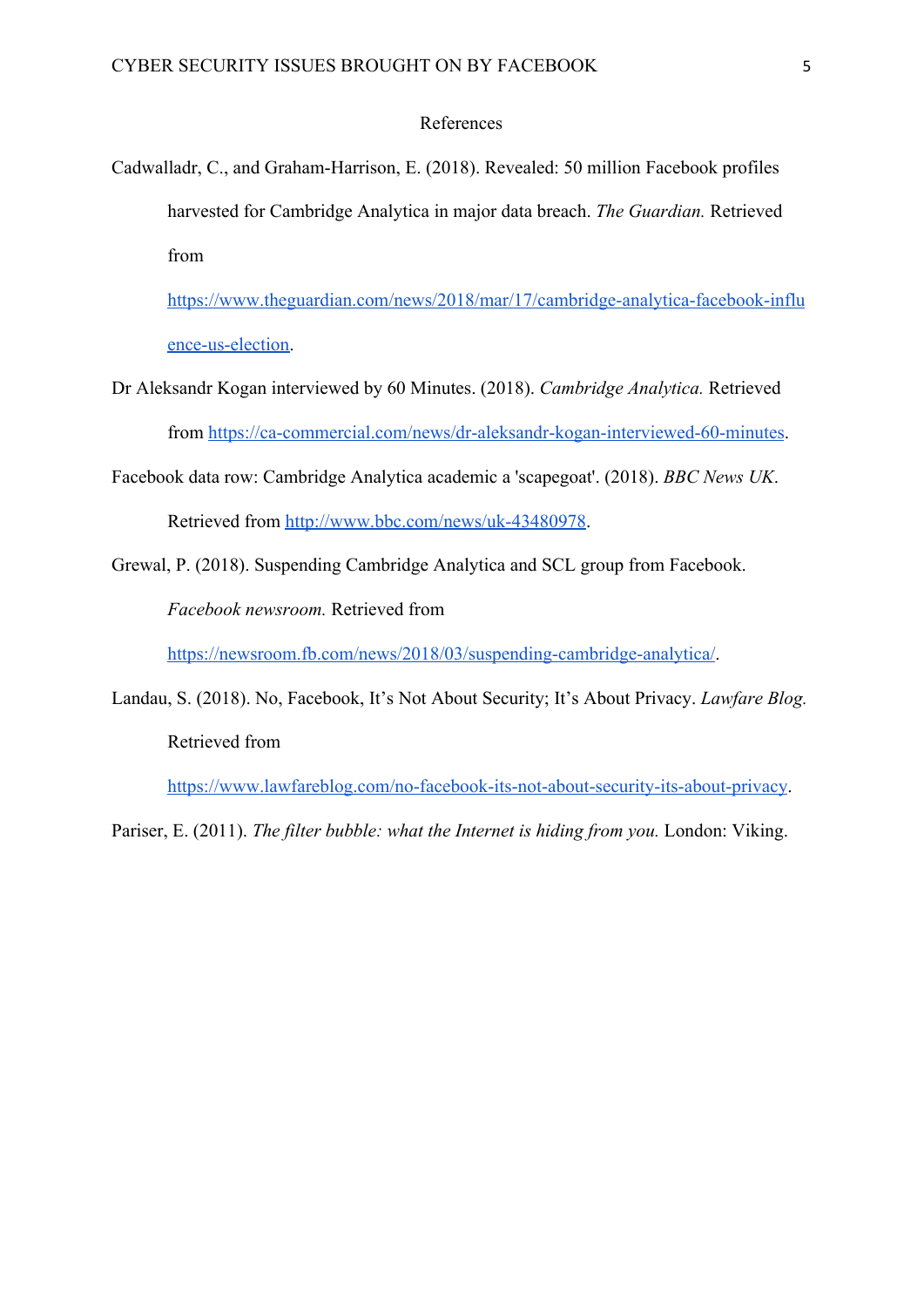# References

Cadwalladr, C., and Graham-Harrison, E. (2018). Revealed: 50 million Facebook profiles harvested for Cambridge Analytica in major data breach. *The Guardian.* Retrieved from https://www.theguardian.com/news/2018/mar/17/cambridge-analytica-facebook-influence-us-election.

Dr Aleksandr Kogan interviewed by 60 Minutes. (2018). *Cambridge Analytica.* Retrieved from https://ca-commercial.com/news/dr-aleksandr-kogan-interviewed-60-minutes.

Facebook data row: Cambridge Analytica academic a 'scapegoat'. (2018). *BBC News UK*. Retrieved from http://www.bbc.com/news/uk-43480978.

Grewal, P. (2018). Suspending Cambridge Analytica and SCL group from Facebook. *Facebook newsroom.* Retrieved from https://newsroom.fb.com/news/2018/03/suspending-cambridge-analytica/.

Landau, S. (2018). No, Facebook, It's Not About Security; It's About Privacy. *Lawfare Blog.* Retrieved from https://www.lawfareblog.com/no-facebook-its-not-about-security-its-about-privacy.

Pariser, E. (2011). *The filter bubble: what the Internet is hiding from you.* London: Viking.